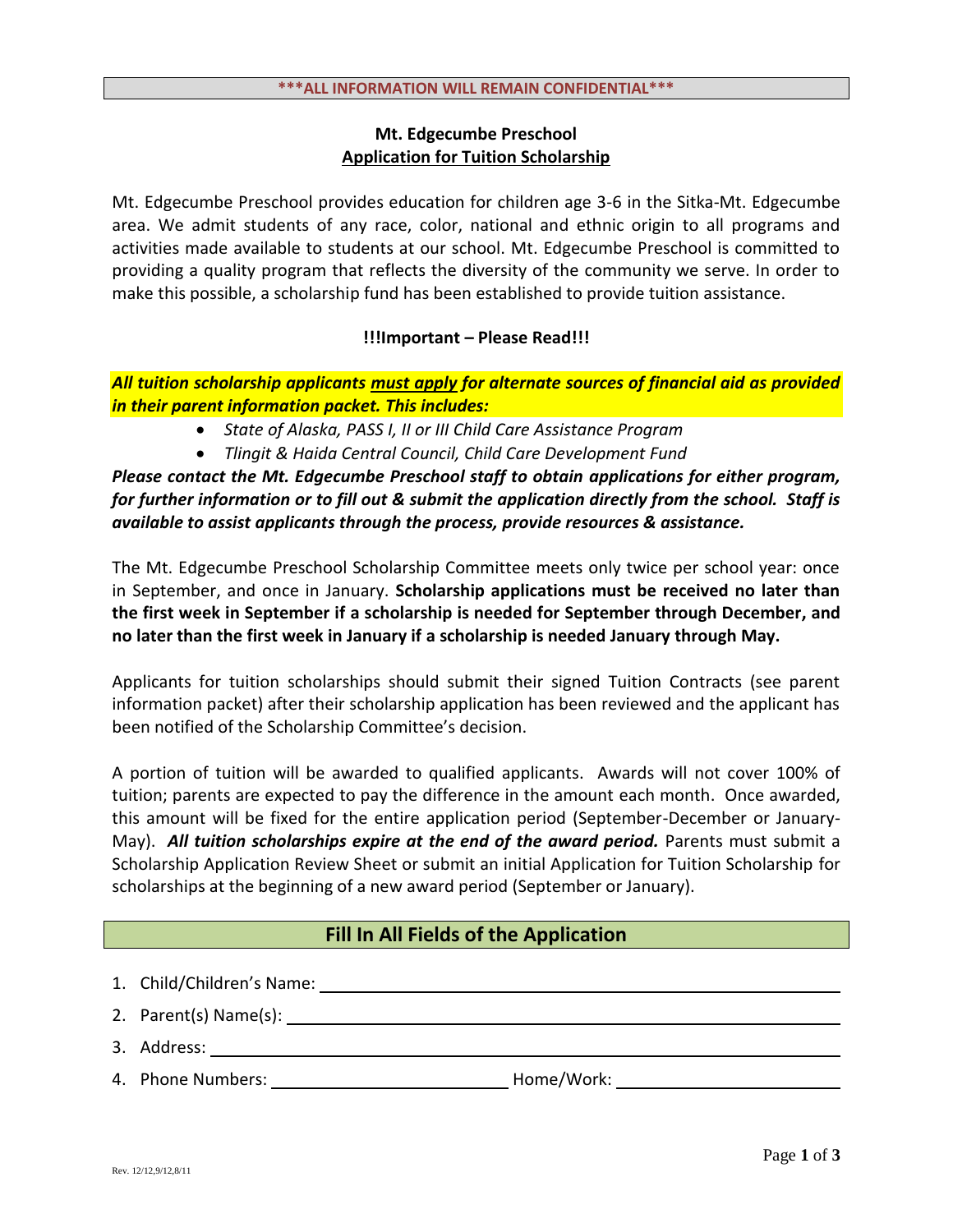**\*\*\*ALL INFORMATION WILL REMAIN CONFIDENTIAL\*\*\***

# Mt. Edgecumbe Preschool
## Application for Tuition Scholarship

Mt. Edgecumbe Preschool provides education for children age 3-6 in the Sitka-Mt. Edgecumbe area. We admit students of any race, color, national and ethnic origin to all programs and activities made available to students at our school. Mt. Edgecumbe Preschool is committed to providing a quality program that reflects the diversity of the community we serve. In order to make this possible, a scholarship fund has been established to provide tuition assistance.

**!!!Important – Please Read!!!**

***All tuition scholarship applicants must apply for alternate sources of financial aid as provided in their parent information packet. This includes:***

- *State of Alaska, PASS I, II or III Child Care Assistance Program*
- *Tlingit & Haida Central Council, Child Care Development Fund*

***Please contact the Mt. Edgecumbe Preschool staff to obtain applications for either program, for further information or to fill out & submit the application directly from the school. Staff is available to assist applicants through the process, provide resources & assistance.***

The Mt. Edgecumbe Preschool Scholarship Committee meets only twice per school year: once in September, and once in January. **Scholarship applications must be received no later than the first week in September if a scholarship is needed for September through December, and no later than the first week in January if a scholarship is needed January through May.**

Applicants for tuition scholarships should submit their signed Tuition Contracts (see parent information packet) after their scholarship application has been reviewed and the applicant has been notified of the Scholarship Committee's decision.

A portion of tuition will be awarded to qualified applicants. Awards will not cover 100% of tuition; parents are expected to pay the difference in the amount each month. Once awarded, this amount will be fixed for the entire application period (September-December or January-May). ***All tuition scholarships expire at the end of the award period.*** Parents must submit a Scholarship Application Review Sheet or submit an initial Application for Tuition Scholarship for scholarships at the beginning of a new award period (September or January).

## Fill In All Fields of the Application

1. Child/Children's Name: ______________________________
2. Parent(s) Name(s): ______________________________
3. Address: ______________________________
4. Phone Numbers: ____________________ Home/Work: ____________________

Rev. 12/12,9/12,8/11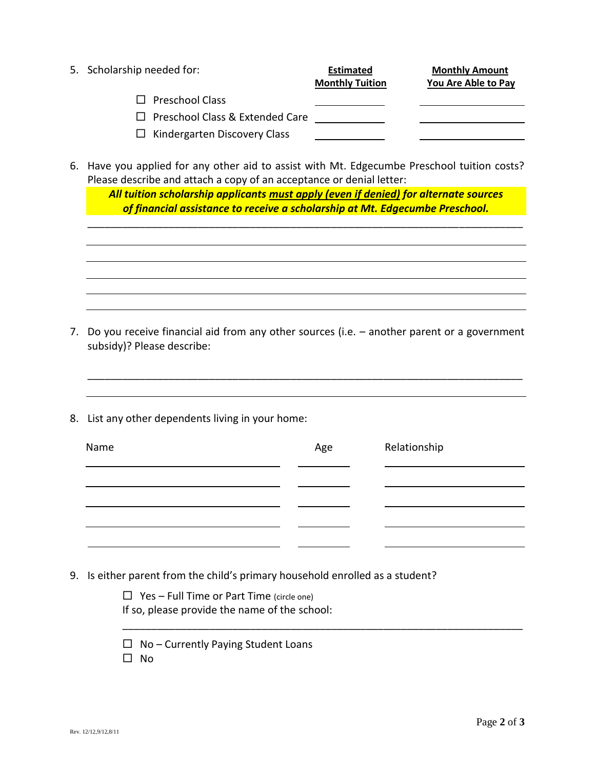5. Scholarship needed for:

| | **Estimated Monthly Tuition** | **Monthly Amount You Are Able to Pay** |
|---|---|---|
| ☐ Preschool Class | ______ | ______ |
| ☐ Preschool Class & Extended Care | ______ | ______ |
| ☐ Kindergarten Discovery Class | ______ | ______ |

6. Have you applied for any other aid to assist with Mt. Edgecumbe Preschool tuition costs? Please describe and attach a copy of an acceptance or denial letter:

   ***All tuition scholarship applicants <u>must apply (even if denied)</u> for alternate sources of financial assistance to receive a scholarship at Mt. Edgecumbe Preschool.***

   ______________________________________________________________________________

   ______________________________________________________________________________

   ______________________________________________________________________________

   ______________________________________________________________________________

   ______________________________________________________________________________

   ______________________________________________________________________________

7. Do you receive financial aid from any other sources (i.e. – another parent or a government subsidy)? Please describe:

   ______________________________________________________________________________

   ______________________________________________________________________________

8. List any other dependents living in your home:

| Name | Age | Relationship |
|---|---|---|
| | | |
| | | |
| | | |
| | | |
| | | |

9. Is either parent from the child's primary household enrolled as a student?

   ☐ Yes – Full Time or Part Time (circle one)
   If so, please provide the name of the school:

   ______________________________________________________________________________

   ☐ No – Currently Paying Student Loans
   ☐ No

Rev. 12/12,9/12,8/11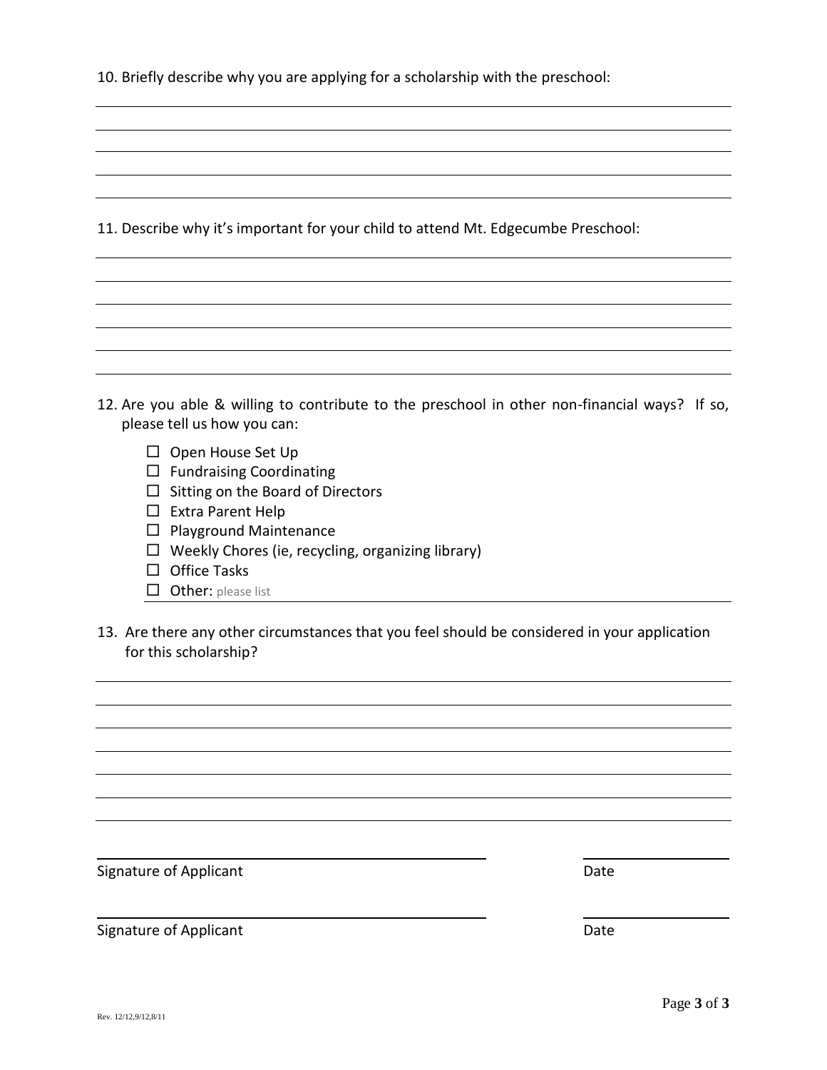10. Briefly describe why you are applying for a scholarship with the preschool:

11. Describe why it's important for your child to attend Mt. Edgecumbe Preschool:

12. Are you able & willing to contribute to the preschool in other non-financial ways? If so, please tell us how you can:

- ☐ Open House Set Up
- ☐ Fundraising Coordinating
- ☐ Sitting on the Board of Directors
- ☐ Extra Parent Help
- ☐ Playground Maintenance
- ☐ Weekly Chores (ie, recycling, organizing library)
- ☐ Office Tasks
- ☐ Other: please list

13. Are there any other circumstances that you feel should be considered in your application for this scholarship?

Signature of Applicant Date

Signature of Applicant Date

Rev. 12/12,9/12,8/11